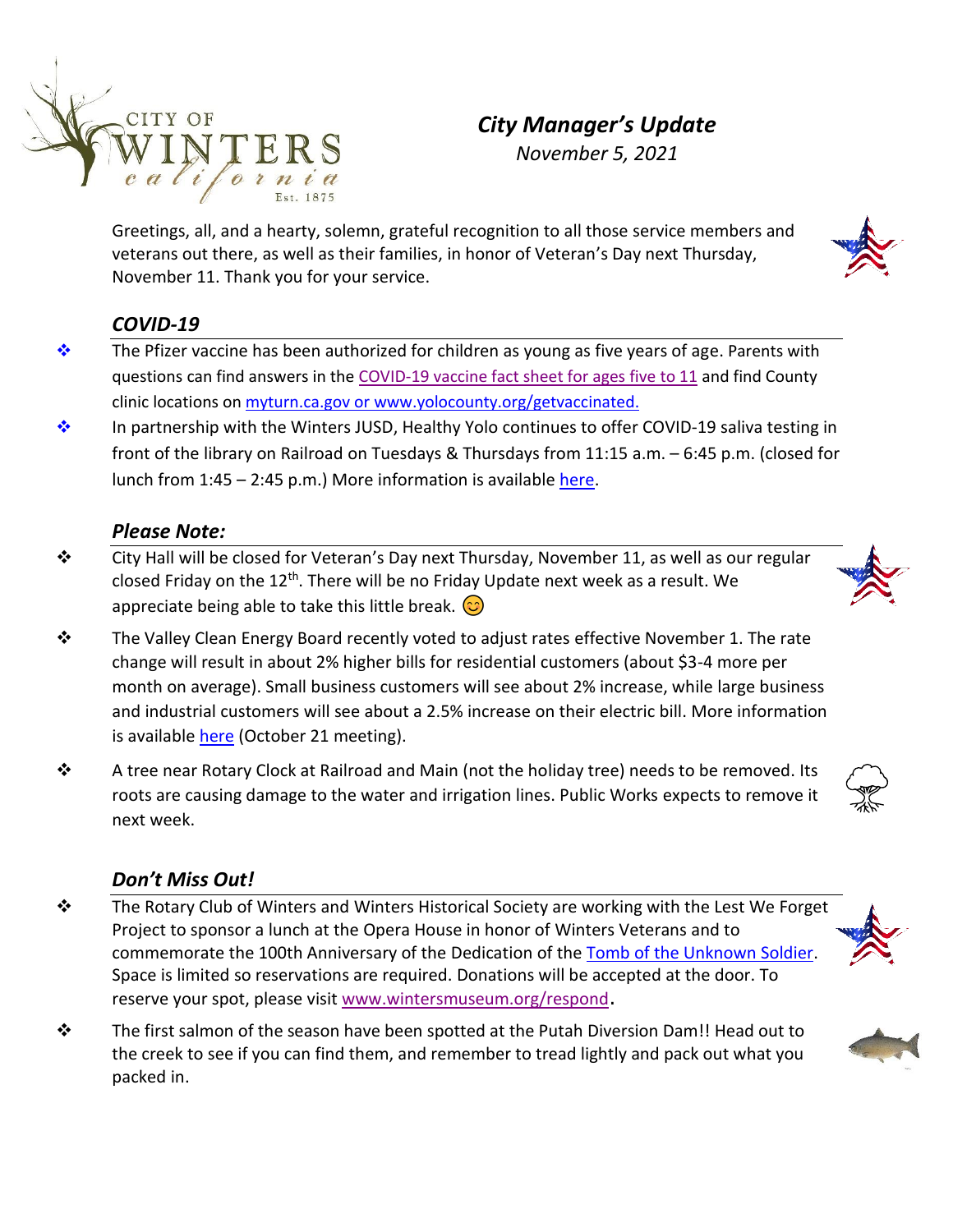CITY OF WINTERS california Est. 1875

# City Manager's Update

*November 5, 2021*

Greetings, all, and a hearty, solemn, grateful recognition to all those service members and veterans out there, as well as their families, in honor of Veteran's Day next Thursday, November 11. Thank you for your service.

## COVID-19

- The Pfizer vaccine has been authorized for children as young as five years of age. Parents with questions can find answers in the COVID-19 vaccine fact sheet for ages five to 11 and find County clinic locations on myturn.ca.gov or www.yolocounty.org/getvaccinated.
- In partnership with the Winters JUSD, Healthy Yolo continues to offer COVID-19 saliva testing in front of the library on Railroad on Tuesdays & Thursdays from 11:15 a.m. – 6:45 p.m. (closed for lunch from 1:45 – 2:45 p.m.) More information is available here.

## Please Note:

- City Hall will be closed for Veteran's Day next Thursday, November 11, as well as our regular closed Friday on the 12th. There will be no Friday Update next week as a result. We appreciate being able to take this little break. 😊
- The Valley Clean Energy Board recently voted to adjust rates effective November 1. The rate change will result in about 2% higher bills for residential customers (about $3-4 more per month on average). Small business customers will see about 2% increase, while large business and industrial customers will see about a 2.5% increase on their electric bill. More information is available here (October 21 meeting).
- A tree near Rotary Clock at Railroad and Main (not the holiday tree) needs to be removed. Its roots are causing damage to the water and irrigation lines. Public Works expects to remove it next week.

## Don't Miss Out!

- The Rotary Club of Winters and Winters Historical Society are working with the Lest We Forget Project to sponsor a lunch at the Opera House in honor of Winters Veterans and to commemorate the 100th Anniversary of the Dedication of the Tomb of the Unknown Soldier. Space is limited so reservations are required. Donations will be accepted at the door. To reserve your spot, please visit www.wintersmuseum.org/respond.
- The first salmon of the season have been spotted at the Putah Diversion Dam!! Head out to the creek to see if you can find them, and remember to tread lightly and pack out what you packed in.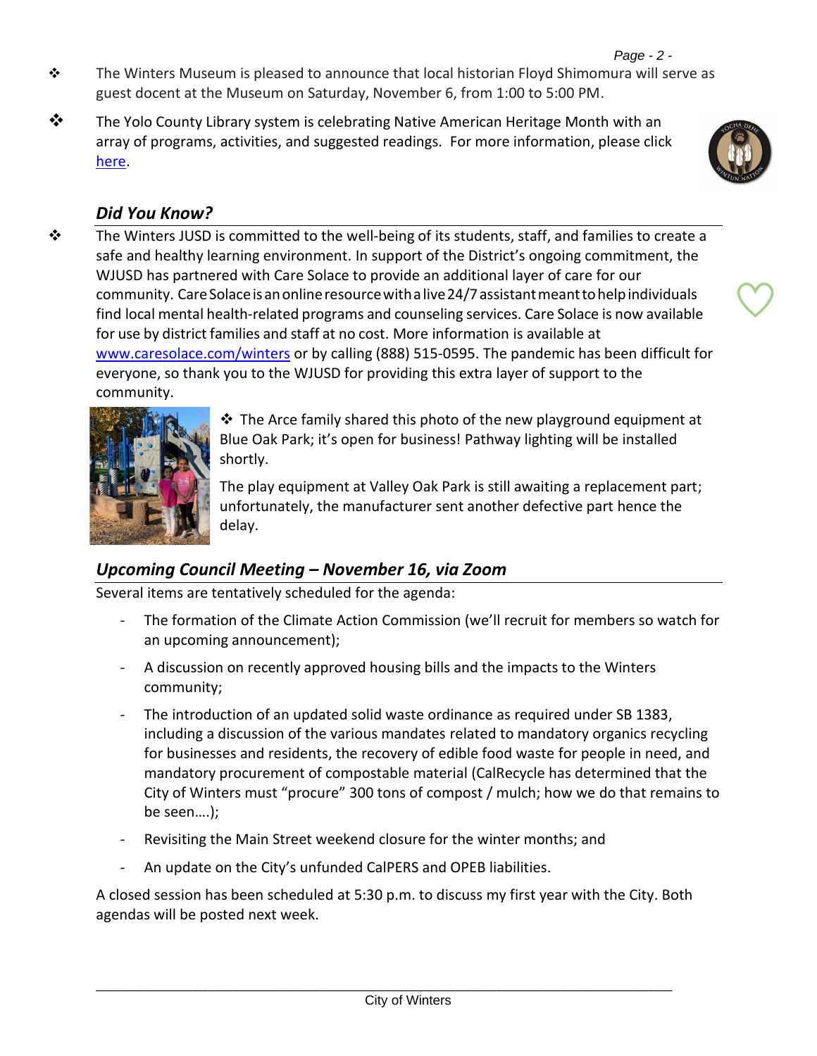- The Winters Museum is pleased to announce that local historian Floyd Shimomura will serve as guest docent at the Museum on Saturday, November 6, from 1:00 to 5:00 PM.
- The Yolo County Library system is celebrating Native American Heritage Month with an array of programs, activities, and suggested readings. For more information, please click here.

## *Did You Know?*

- The Winters JUSD is committed to the well-being of its students, staff, and families to create a safe and healthy learning environment. In support of the District's ongoing commitment, the WJUSD has partnered with Care Solace to provide an additional layer of care for our community. Care Solace is an online resource with a live 24/7 assistant meant to help individuals find local mental health-related programs and counseling services. Care Solace is now available for use by district families and staff at no cost. More information is available at www.caresolace.com/winters or by calling (888) 515-0595. The pandemic has been difficult for everyone, so thank you to the WJUSD for providing this extra layer of support to the community.

- The Arce family shared this photo of the new playground equipment at Blue Oak Park; it's open for business! Pathway lighting will be installed shortly.

  The play equipment at Valley Oak Park is still awaiting a replacement part; unfortunately, the manufacturer sent another defective part hence the delay.

## *Upcoming Council Meeting – November 16, via Zoom*

Several items are tentatively scheduled for the agenda:

- The formation of the Climate Action Commission (we'll recruit for members so watch for an upcoming announcement);
- A discussion on recently approved housing bills and the impacts to the Winters community;
- The introduction of an updated solid waste ordinance as required under SB 1383, including a discussion of the various mandates related to mandatory organics recycling for businesses and residents, the recovery of edible food waste for people in need, and mandatory procurement of compostable material (CalRecycle has determined that the City of Winters must "procure" 300 tons of compost / mulch; how we do that remains to be seen….);
- Revisiting the Main Street weekend closure for the winter months; and
- An update on the City's unfunded CalPERS and OPEB liabilities.

A closed session has been scheduled at 5:30 p.m. to discuss my first year with the City. Both agendas will be posted next week.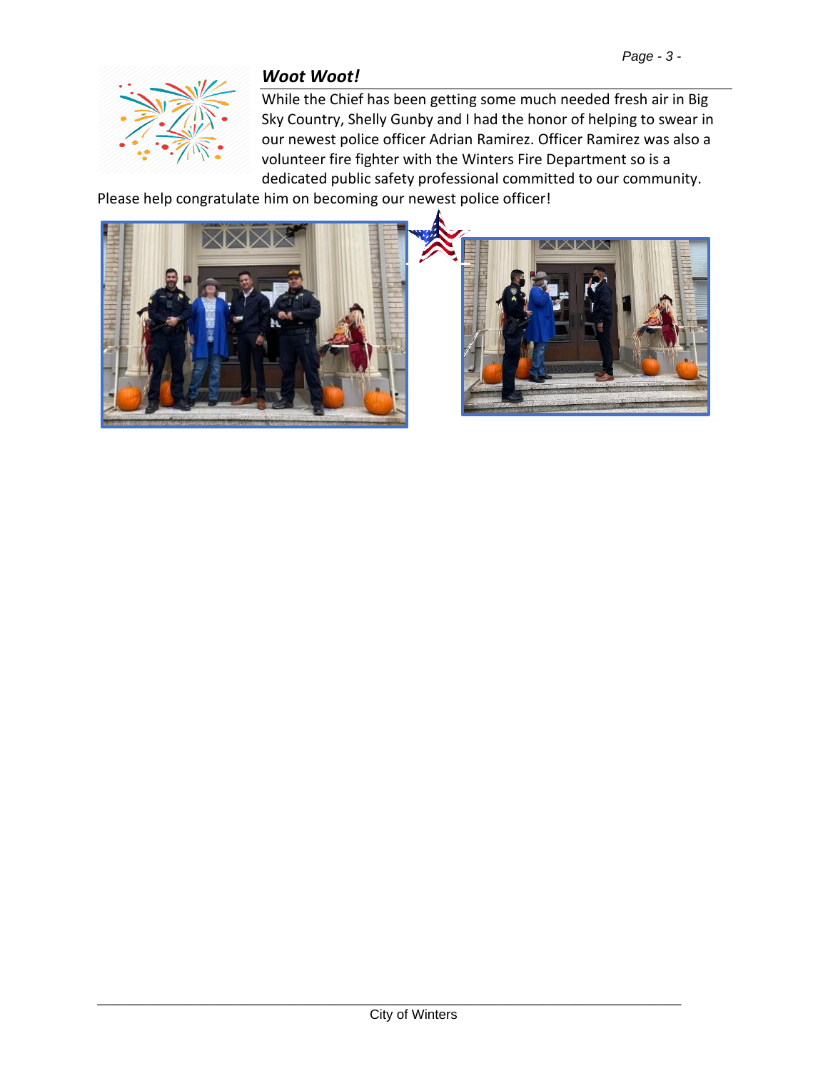### *Woot Woot!*

While the Chief has been getting some much needed fresh air in Big Sky Country, Shelly Gunby and I had the honor of helping to swear in our newest police officer Adrian Ramirez. Officer Ramirez was also a volunteer fire fighter with the Winters Fire Department so is a dedicated public safety professional committed to our community. Please help congratulate him on becoming our newest police officer!